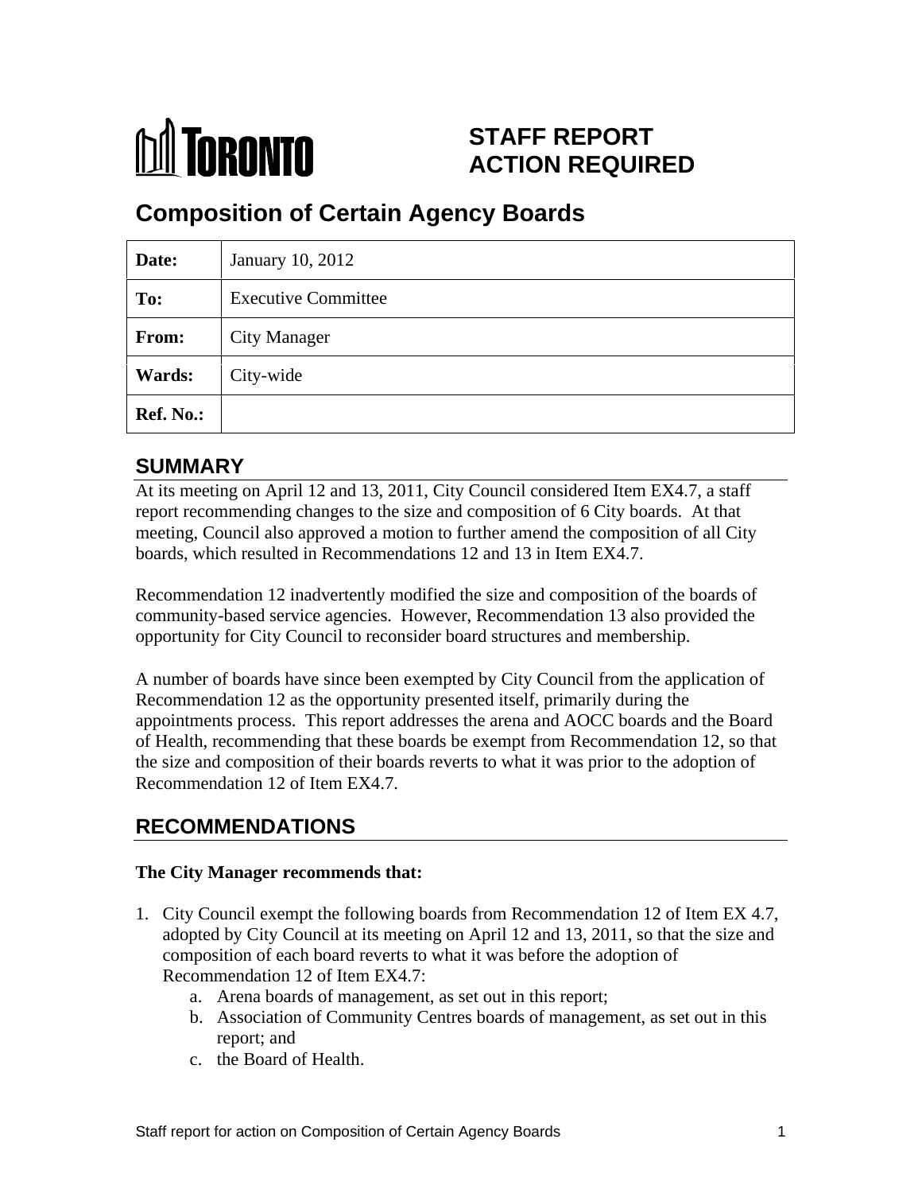# TORONTO

# STAFF REPORT ACTION REQUIRED

# Composition of Certain Agency Boards

| **Date:** | January 10, 2012 |
|---|---|
| **To:** | Executive Committee |
| **From:** | City Manager |
| **Wards:** | City-wide |
| **Ref. No.:** | |

## SUMMARY

At its meeting on April 12 and 13, 2011, City Council considered Item EX4.7, a staff report recommending changes to the size and composition of 6 City boards. At that meeting, Council also approved a motion to further amend the composition of all City boards, which resulted in Recommendations 12 and 13 in Item EX4.7.

Recommendation 12 inadvertently modified the size and composition of the boards of community-based service agencies. However, Recommendation 13 also provided the opportunity for City Council to reconsider board structures and membership.

A number of boards have since been exempted by City Council from the application of Recommendation 12 as the opportunity presented itself, primarily during the appointments process. This report addresses the arena and AOCC boards and the Board of Health, recommending that these boards be exempt from Recommendation 12, so that the size and composition of their boards reverts to what it was prior to the adoption of Recommendation 12 of Item EX4.7.

## RECOMMENDATIONS

**The City Manager recommends that:**

1. City Council exempt the following boards from Recommendation 12 of Item EX 4.7, adopted by City Council at its meeting on April 12 and 13, 2011, so that the size and composition of each board reverts to what it was before the adoption of Recommendation 12 of Item EX4.7:
    a. Arena boards of management, as set out in this report;
    b. Association of Community Centres boards of management, as set out in this report; and
    c. the Board of Health.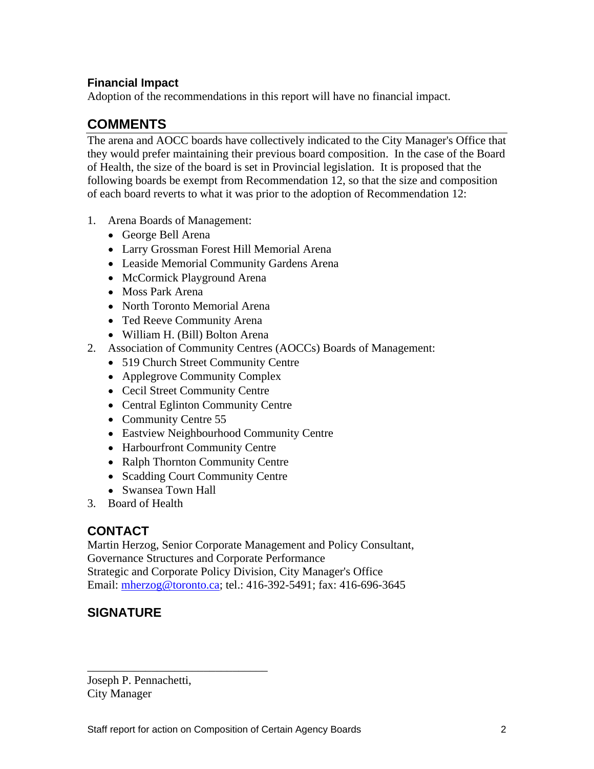### Financial Impact

Adoption of the recommendations in this report will have no financial impact.

## COMMENTS

The arena and AOCC boards have collectively indicated to the City Manager's Office that they would prefer maintaining their previous board composition. In the case of the Board of Health, the size of the board is set in Provincial legislation. It is proposed that the following boards be exempt from Recommendation 12, so that the size and composition of each board reverts to what it was prior to the adoption of Recommendation 12:

1. Arena Boards of Management:
   - George Bell Arena
   - Larry Grossman Forest Hill Memorial Arena
   - Leaside Memorial Community Gardens Arena
   - McCormick Playground Arena
   - Moss Park Arena
   - North Toronto Memorial Arena
   - Ted Reeve Community Arena
   - William H. (Bill) Bolton Arena
2. Association of Community Centres (AOCCs) Boards of Management:
   - 519 Church Street Community Centre
   - Applegrove Community Complex
   - Cecil Street Community Centre
   - Central Eglinton Community Centre
   - Community Centre 55
   - Eastview Neighbourhood Community Centre
   - Harbourfront Community Centre
   - Ralph Thornton Community Centre
   - Scadding Court Community Centre
   - Swansea Town Hall
3. Board of Health

## CONTACT

Martin Herzog, Senior Corporate Management and Policy Consultant,
Governance Structures and Corporate Performance
Strategic and Corporate Policy Division, City Manager's Office
Email: mherzog@toronto.ca; tel.: 416-392-5491; fax: 416-696-3645

## SIGNATURE

_______________________________

Joseph P. Pennachetti,
City Manager